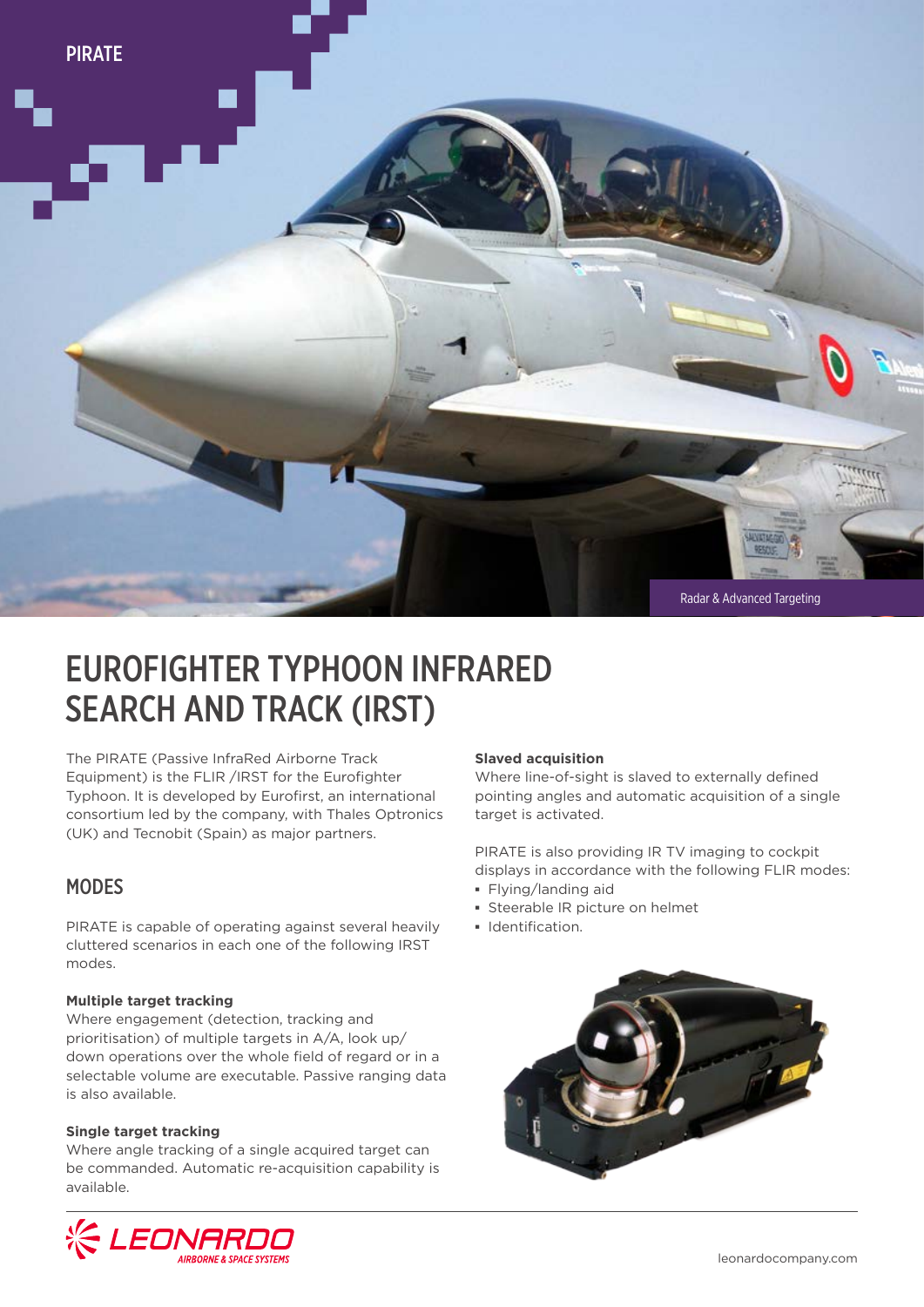PIRATE

Radar & Advanced Targeting

# EUROFIGHTER TYPHOON INFRARED SEARCH AND TRACK (IRST)

The PIRATE (Passive InfraRed Airborne Track Equipment) is the FLIR /IRST for the Eurofighter Typhoon. It is developed by Eurofirst, an international consortium led by the company, with Thales Optronics (UK) and Tecnobit (Spain) as major partners.

## MODES

PIRATE is capable of operating against several heavily cluttered scenarios in each one of the following IRST modes.

**Multiple target tracking**
Where engagement (detection, tracking and prioritisation) of multiple targets in A/A, look up/down operations over the whole field of regard or in a selectable volume are executable. Passive ranging data is also available.

**Single target tracking**
Where angle tracking of a single acquired target can be commanded. Automatic re-acquisition capability is available.

**Slaved acquisition**
Where line-of-sight is slaved to externally defined pointing angles and automatic acquisition of a single target is activated.

PIRATE is also providing IR TV imaging to cockpit displays in accordance with the following FLIR modes:

- Flying/landing aid
- Steerable IR picture on helmet
- Identification.

LEONARDO AIRBORNE & SPACE SYSTEMS

leonardocompany.com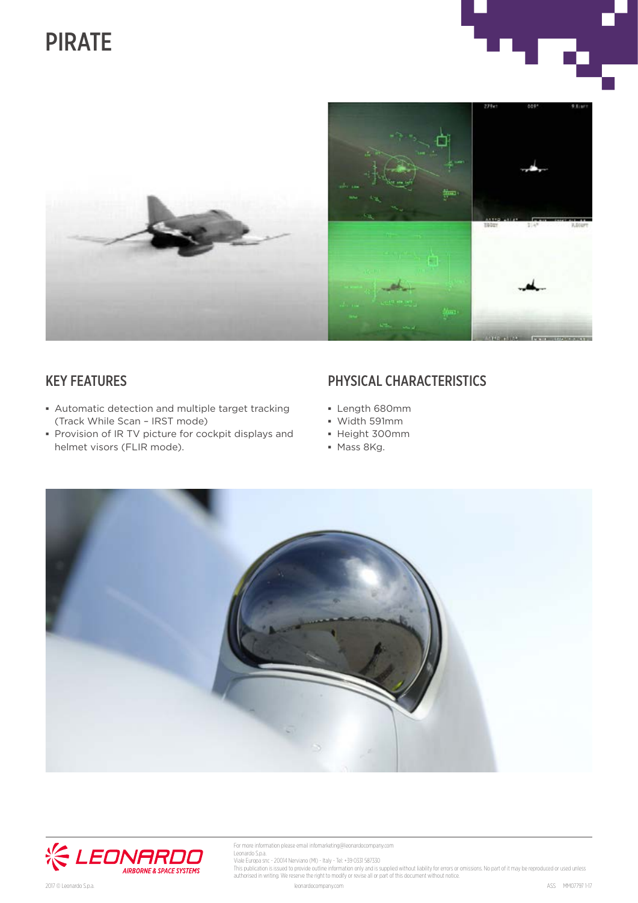# PIRATE

## KEY FEATURES

- Automatic detection and multiple target tracking (Track While Scan – IRST mode)
- Provision of IR TV picture for cockpit displays and helmet visors (FLIR mode).

## PHYSICAL CHARACTERISTICS

- Length 680mm
- Width 591mm
- Height 300mm
- Mass 8Kg.

For more information please email infomarketing@leonardocompany.com

Leonardo S.p.a.
Viale Europa snc - 20014 Nerviano (MI) - Italy - Tel: +39 0331 587330

This publication is issued to provide outline information only and is supplied without liability for errors or omissions. No part of it may be reproduced or used unless authorised in writing. We reserve the right to modify or revise all or part of this document without notice.

2017 © Leonardo S.p.a. leonardocompany.com ASS MM07797 1-17